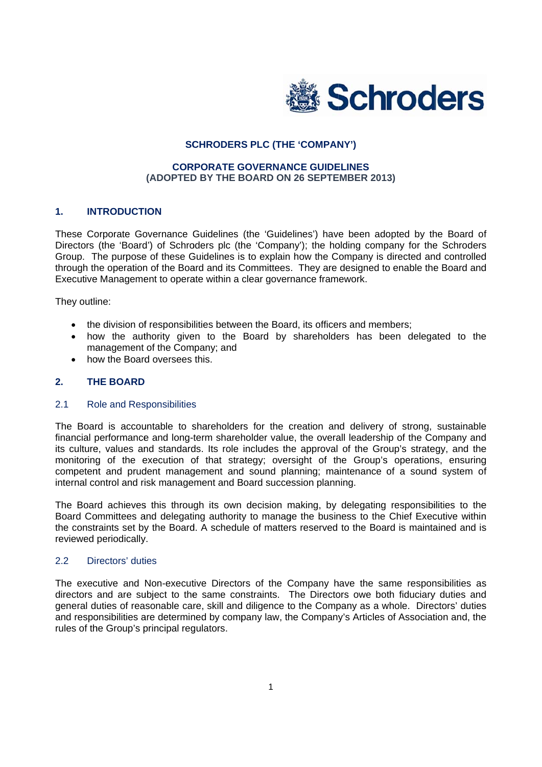# SCHRODERS PLC (THE 'COMPANY')

## CORPORATE GOVERNANCE GUIDELINES
## (ADOPTED BY THE BOARD ON 26 SEPTEMBER 2013)

## 1. INTRODUCTION

These Corporate Governance Guidelines (the 'Guidelines') have been adopted by the Board of Directors (the 'Board') of Schroders plc (the 'Company'); the holding company for the Schroders Group. The purpose of these Guidelines is to explain how the Company is directed and controlled through the operation of the Board and its Committees. They are designed to enable the Board and Executive Management to operate within a clear governance framework.

They outline:

- the division of responsibilities between the Board, its officers and members;
- how the authority given to the Board by shareholders has been delegated to the management of the Company; and
- how the Board oversees this.

## 2. THE BOARD

### 2.1 Role and Responsibilities

The Board is accountable to shareholders for the creation and delivery of strong, sustainable financial performance and long-term shareholder value, the overall leadership of the Company and its culture, values and standards. Its role includes the approval of the Group's strategy, and the monitoring of the execution of that strategy; oversight of the Group's operations, ensuring competent and prudent management and sound planning; maintenance of a sound system of internal control and risk management and Board succession planning.

The Board achieves this through its own decision making, by delegating responsibilities to the Board Committees and delegating authority to manage the business to the Chief Executive within the constraints set by the Board. A schedule of matters reserved to the Board is maintained and is reviewed periodically.

### 2.2 Directors' duties

The executive and Non-executive Directors of the Company have the same responsibilities as directors and are subject to the same constraints. The Directors owe both fiduciary duties and general duties of reasonable care, skill and diligence to the Company as a whole. Directors' duties and responsibilities are determined by company law, the Company's Articles of Association and, the rules of the Group's principal regulators.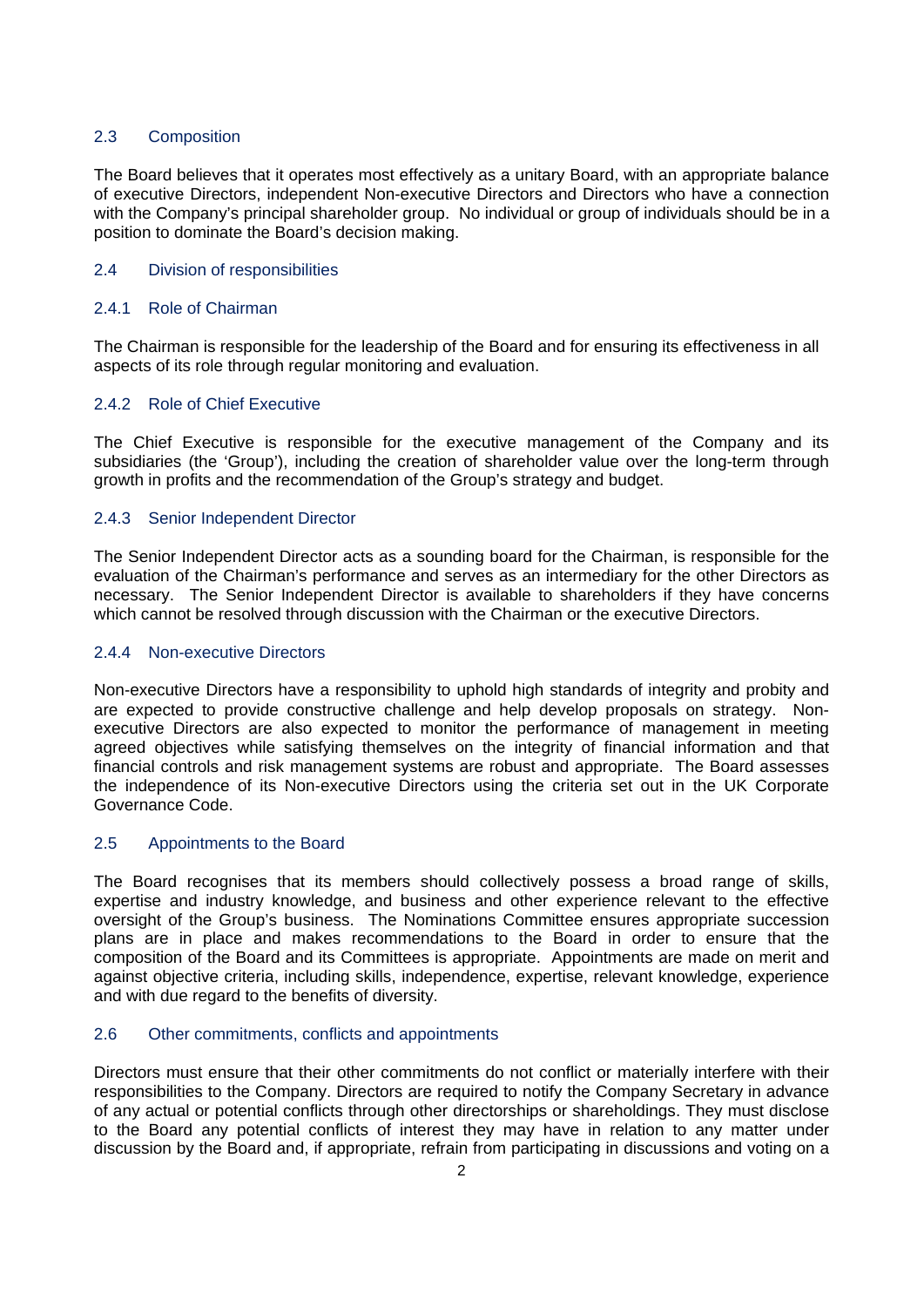## 2.3 Composition

The Board believes that it operates most effectively as a unitary Board, with an appropriate balance of executive Directors, independent Non-executive Directors and Directors who have a connection with the Company's principal shareholder group. No individual or group of individuals should be in a position to dominate the Board's decision making.

## 2.4 Division of responsibilities

### 2.4.1 Role of Chairman

The Chairman is responsible for the leadership of the Board and for ensuring its effectiveness in all aspects of its role through regular monitoring and evaluation.

### 2.4.2 Role of Chief Executive

The Chief Executive is responsible for the executive management of the Company and its subsidiaries (the 'Group'), including the creation of shareholder value over the long-term through growth in profits and the recommendation of the Group's strategy and budget.

### 2.4.3 Senior Independent Director

The Senior Independent Director acts as a sounding board for the Chairman, is responsible for the evaluation of the Chairman's performance and serves as an intermediary for the other Directors as necessary. The Senior Independent Director is available to shareholders if they have concerns which cannot be resolved through discussion with the Chairman or the executive Directors.

### 2.4.4 Non-executive Directors

Non-executive Directors have a responsibility to uphold high standards of integrity and probity and are expected to provide constructive challenge and help develop proposals on strategy. Non-executive Directors are also expected to monitor the performance of management in meeting agreed objectives while satisfying themselves on the integrity of financial information and that financial controls and risk management systems are robust and appropriate. The Board assesses the independence of its Non-executive Directors using the criteria set out in the UK Corporate Governance Code.

## 2.5 Appointments to the Board

The Board recognises that its members should collectively possess a broad range of skills, expertise and industry knowledge, and business and other experience relevant to the effective oversight of the Group's business. The Nominations Committee ensures appropriate succession plans are in place and makes recommendations to the Board in order to ensure that the composition of the Board and its Committees is appropriate. Appointments are made on merit and against objective criteria, including skills, independence, expertise, relevant knowledge, experience and with due regard to the benefits of diversity.

## 2.6 Other commitments, conflicts and appointments

Directors must ensure that their other commitments do not conflict or materially interfere with their responsibilities to the Company. Directors are required to notify the Company Secretary in advance of any actual or potential conflicts through other directorships or shareholdings. They must disclose to the Board any potential conflicts of interest they may have in relation to any matter under discussion by the Board and, if appropriate, refrain from participating in discussions and voting on a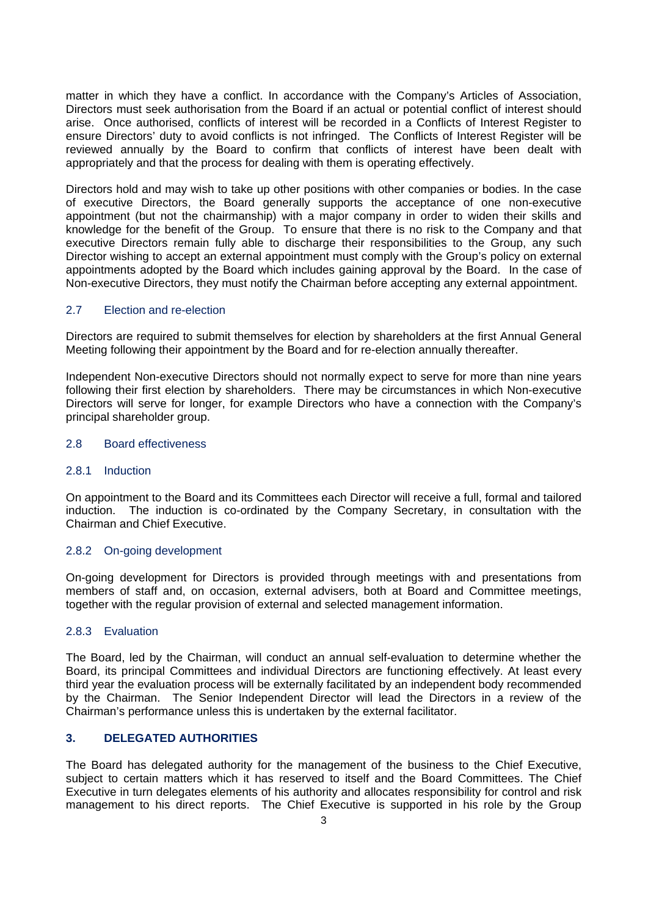matter in which they have a conflict. In accordance with the Company's Articles of Association, Directors must seek authorisation from the Board if an actual or potential conflict of interest should arise. Once authorised, conflicts of interest will be recorded in a Conflicts of Interest Register to ensure Directors' duty to avoid conflicts is not infringed. The Conflicts of Interest Register will be reviewed annually by the Board to confirm that conflicts of interest have been dealt with appropriately and that the process for dealing with them is operating effectively.

Directors hold and may wish to take up other positions with other companies or bodies. In the case of executive Directors, the Board generally supports the acceptance of one non-executive appointment (but not the chairmanship) with a major company in order to widen their skills and knowledge for the benefit of the Group. To ensure that there is no risk to the Company and that executive Directors remain fully able to discharge their responsibilities to the Group, any such Director wishing to accept an external appointment must comply with the Group's policy on external appointments adopted by the Board which includes gaining approval by the Board. In the case of Non-executive Directors, they must notify the Chairman before accepting any external appointment.

### 2.7 Election and re-election

Directors are required to submit themselves for election by shareholders at the first Annual General Meeting following their appointment by the Board and for re-election annually thereafter.

Independent Non-executive Directors should not normally expect to serve for more than nine years following their first election by shareholders. There may be circumstances in which Non-executive Directors will serve for longer, for example Directors who have a connection with the Company's principal shareholder group.

### 2.8 Board effectiveness

#### 2.8.1 Induction

On appointment to the Board and its Committees each Director will receive a full, formal and tailored induction. The induction is co-ordinated by the Company Secretary, in consultation with the Chairman and Chief Executive.

#### 2.8.2 On-going development

On-going development for Directors is provided through meetings with and presentations from members of staff and, on occasion, external advisers, both at Board and Committee meetings, together with the regular provision of external and selected management information.

#### 2.8.3 Evaluation

The Board, led by the Chairman, will conduct an annual self-evaluation to determine whether the Board, its principal Committees and individual Directors are functioning effectively. At least every third year the evaluation process will be externally facilitated by an independent body recommended by the Chairman. The Senior Independent Director will lead the Directors in a review of the Chairman's performance unless this is undertaken by the external facilitator.

## 3. DELEGATED AUTHORITIES

The Board has delegated authority for the management of the business to the Chief Executive, subject to certain matters which it has reserved to itself and the Board Committees. The Chief Executive in turn delegates elements of his authority and allocates responsibility for control and risk management to his direct reports. The Chief Executive is supported in his role by the Group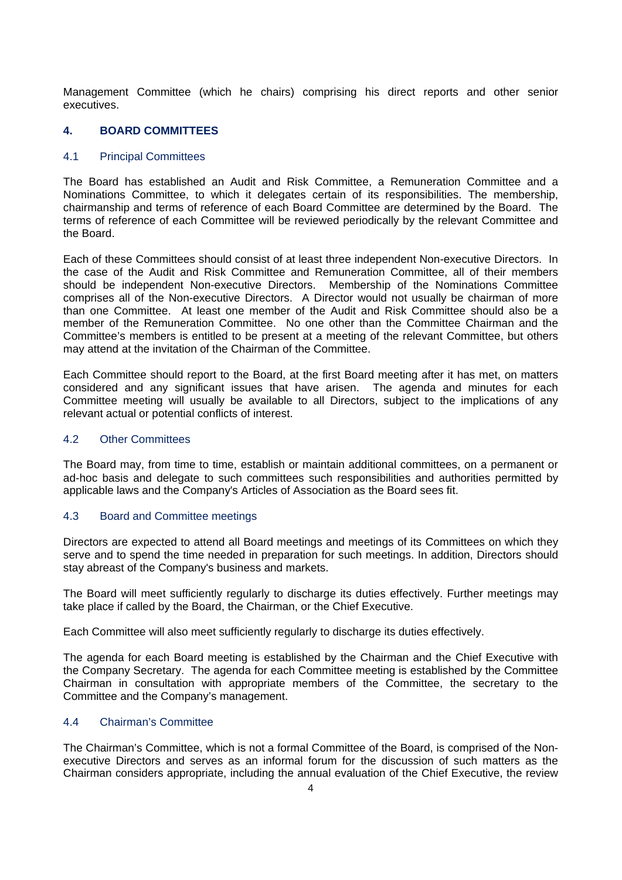Management Committee (which he chairs) comprising his direct reports and other senior executives.

## 4. BOARD COMMITTEES

### 4.1 Principal Committees

The Board has established an Audit and Risk Committee, a Remuneration Committee and a Nominations Committee, to which it delegates certain of its responsibilities. The membership, chairmanship and terms of reference of each Board Committee are determined by the Board. The terms of reference of each Committee will be reviewed periodically by the relevant Committee and the Board.

Each of these Committees should consist of at least three independent Non-executive Directors. In the case of the Audit and Risk Committee and Remuneration Committee, all of their members should be independent Non-executive Directors. Membership of the Nominations Committee comprises all of the Non-executive Directors. A Director would not usually be chairman of more than one Committee. At least one member of the Audit and Risk Committee should also be a member of the Remuneration Committee. No one other than the Committee Chairman and the Committee's members is entitled to be present at a meeting of the relevant Committee, but others may attend at the invitation of the Chairman of the Committee.

Each Committee should report to the Board, at the first Board meeting after it has met, on matters considered and any significant issues that have arisen. The agenda and minutes for each Committee meeting will usually be available to all Directors, subject to the implications of any relevant actual or potential conflicts of interest.

### 4.2 Other Committees

The Board may, from time to time, establish or maintain additional committees, on a permanent or ad-hoc basis and delegate to such committees such responsibilities and authorities permitted by applicable laws and the Company's Articles of Association as the Board sees fit.

### 4.3 Board and Committee meetings

Directors are expected to attend all Board meetings and meetings of its Committees on which they serve and to spend the time needed in preparation for such meetings. In addition, Directors should stay abreast of the Company's business and markets.

The Board will meet sufficiently regularly to discharge its duties effectively. Further meetings may take place if called by the Board, the Chairman, or the Chief Executive.

Each Committee will also meet sufficiently regularly to discharge its duties effectively.

The agenda for each Board meeting is established by the Chairman and the Chief Executive with the Company Secretary. The agenda for each Committee meeting is established by the Committee Chairman in consultation with appropriate members of the Committee, the secretary to the Committee and the Company's management.

### 4.4 Chairman's Committee

The Chairman's Committee, which is not a formal Committee of the Board, is comprised of the Non-executive Directors and serves as an informal forum for the discussion of such matters as the Chairman considers appropriate, including the annual evaluation of the Chief Executive, the review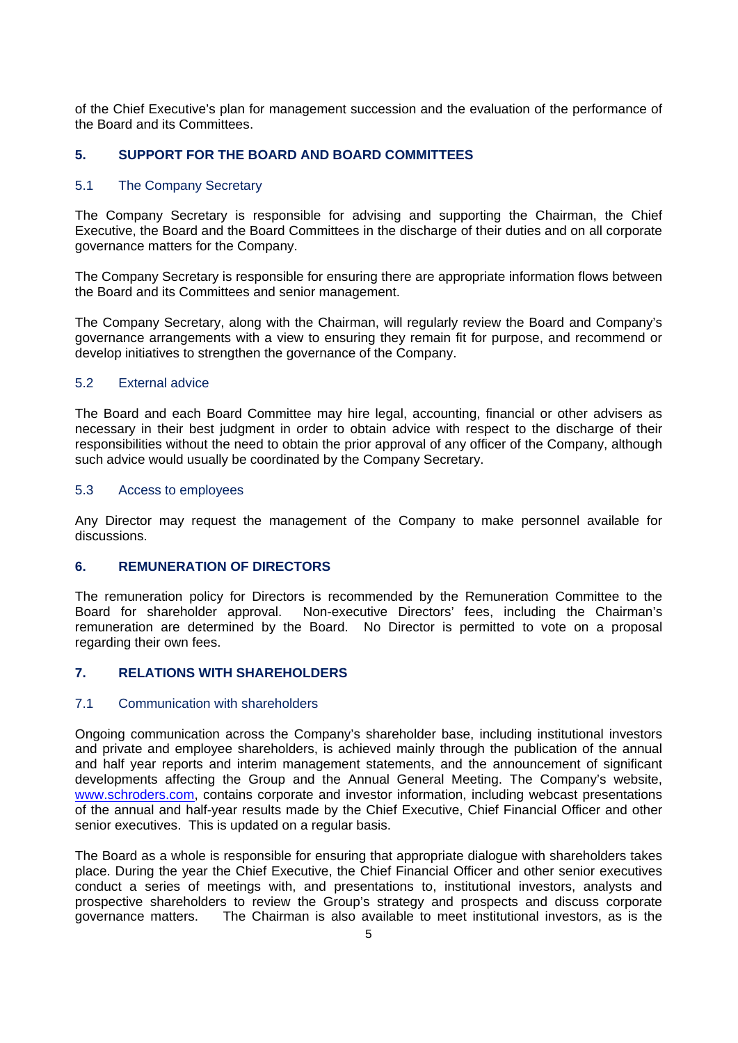of the Chief Executive's plan for management succession and the evaluation of the performance of the Board and its Committees.

## 5. SUPPORT FOR THE BOARD AND BOARD COMMITTEES

### 5.1 The Company Secretary

The Company Secretary is responsible for advising and supporting the Chairman, the Chief Executive, the Board and the Board Committees in the discharge of their duties and on all corporate governance matters for the Company.

The Company Secretary is responsible for ensuring there are appropriate information flows between the Board and its Committees and senior management.

The Company Secretary, along with the Chairman, will regularly review the Board and Company's governance arrangements with a view to ensuring they remain fit for purpose, and recommend or develop initiatives to strengthen the governance of the Company.

### 5.2 External advice

The Board and each Board Committee may hire legal, accounting, financial or other advisers as necessary in their best judgment in order to obtain advice with respect to the discharge of their responsibilities without the need to obtain the prior approval of any officer of the Company, although such advice would usually be coordinated by the Company Secretary.

### 5.3 Access to employees

Any Director may request the management of the Company to make personnel available for discussions.

## 6. REMUNERATION OF DIRECTORS

The remuneration policy for Directors is recommended by the Remuneration Committee to the Board for shareholder approval. Non-executive Directors' fees, including the Chairman's remuneration are determined by the Board. No Director is permitted to vote on a proposal regarding their own fees.

## 7. RELATIONS WITH SHAREHOLDERS

### 7.1 Communication with shareholders

Ongoing communication across the Company's shareholder base, including institutional investors and private and employee shareholders, is achieved mainly through the publication of the annual and half year reports and interim management statements, and the announcement of significant developments affecting the Group and the Annual General Meeting. The Company's website, www.schroders.com, contains corporate and investor information, including webcast presentations of the annual and half-year results made by the Chief Executive, Chief Financial Officer and other senior executives. This is updated on a regular basis.

The Board as a whole is responsible for ensuring that appropriate dialogue with shareholders takes place. During the year the Chief Executive, the Chief Financial Officer and other senior executives conduct a series of meetings with, and presentations to, institutional investors, analysts and prospective shareholders to review the Group's strategy and prospects and discuss corporate governance matters. The Chairman is also available to meet institutional investors, as is the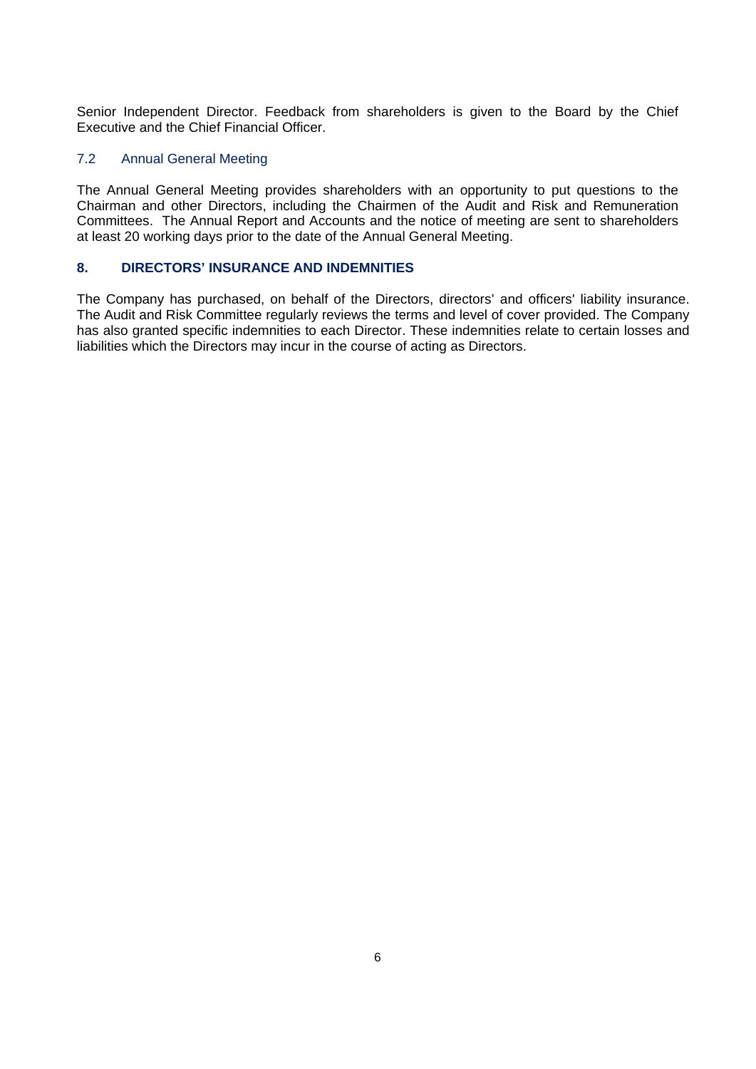Senior Independent Director. Feedback from shareholders is given to the Board by the Chief Executive and the Chief Financial Officer.

### 7.2 Annual General Meeting

The Annual General Meeting provides shareholders with an opportunity to put questions to the Chairman and other Directors, including the Chairmen of the Audit and Risk and Remuneration Committees. The Annual Report and Accounts and the notice of meeting are sent to shareholders at least 20 working days prior to the date of the Annual General Meeting.

## 8. DIRECTORS' INSURANCE AND INDEMNITIES

The Company has purchased, on behalf of the Directors, directors' and officers' liability insurance. The Audit and Risk Committee regularly reviews the terms and level of cover provided. The Company has also granted specific indemnities to each Director. These indemnities relate to certain losses and liabilities which the Directors may incur in the course of acting as Directors.